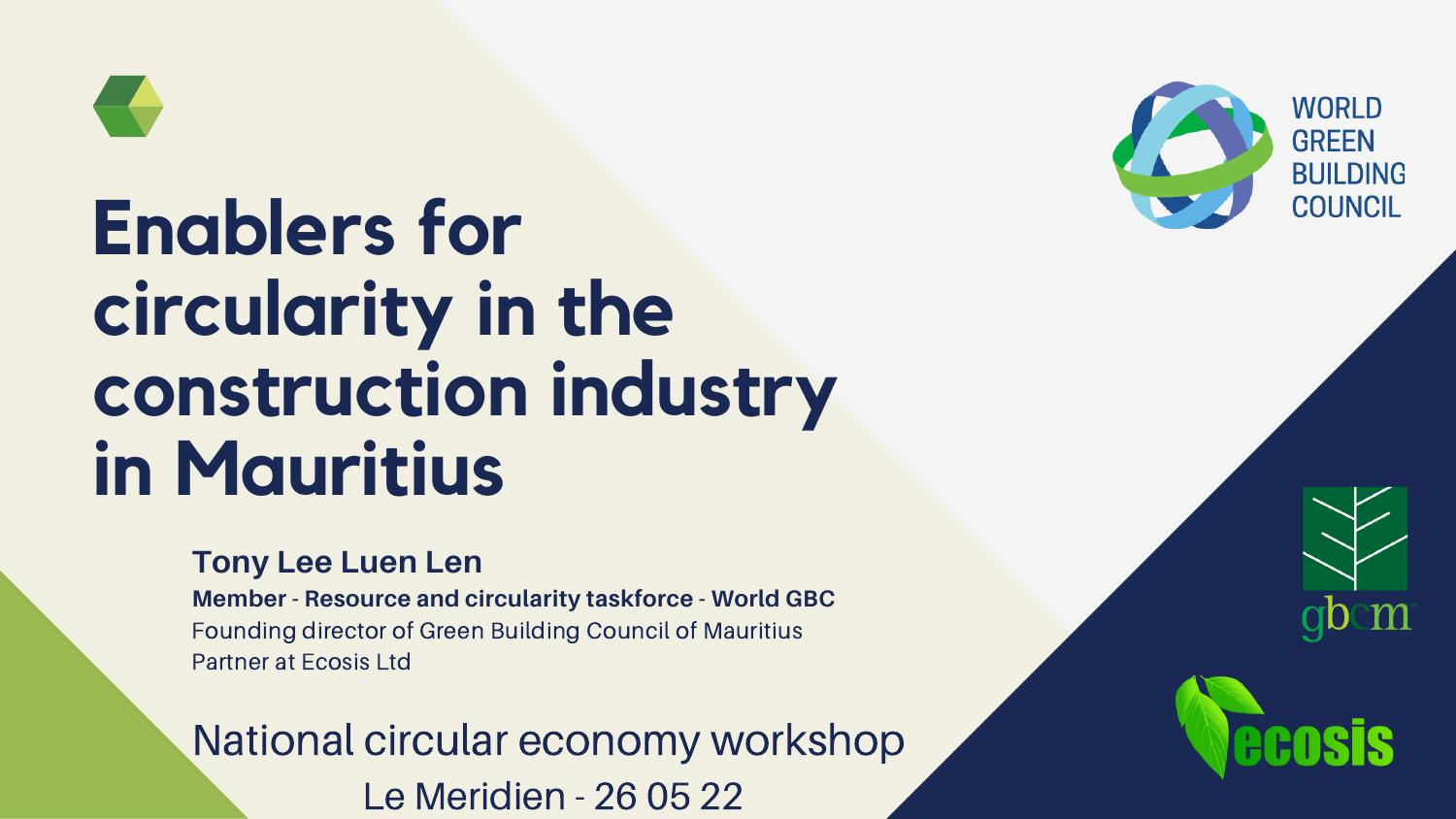# Enablers for circularity in the construction industry in Mauritius

**Tony Lee Luen Len**

**Member - Resource and circularity taskforce - World GBC**

Founding director of Green Building Council of Mauritius

Partner at Ecosis Ltd

National circular economy workshop

Le Meridien - 26 05 22

WORLD GREEN BUILDING COUNCIL

gbcm

ecosis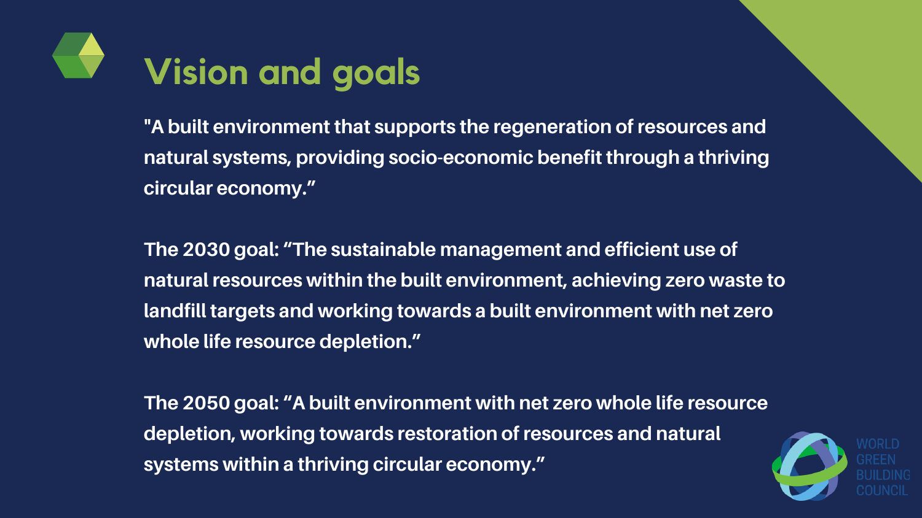# Vision and goals

"A built environment that supports the regeneration of resources and natural systems, providing socio-economic benefit through a thriving circular economy."

The 2030 goal: "The sustainable management and efficient use of natural resources within the built environment, achieving zero waste to landfill targets and working towards a built environment with net zero whole life resource depletion."

The 2050 goal: "A built environment with net zero whole life resource depletion, working towards restoration of resources and natural systems within a thriving circular economy."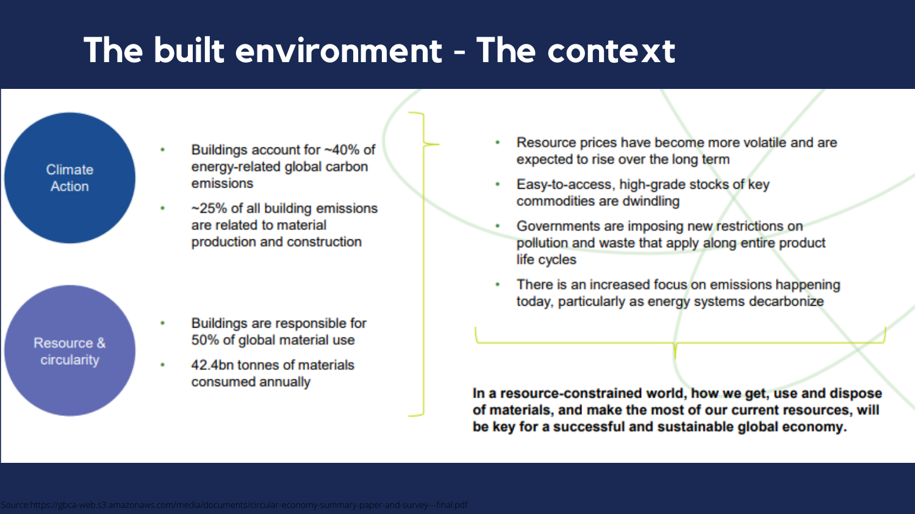# The built environment - The context

### Climate Action

- Buildings account for ~40% of energy-related global carbon emissions
- ~25% of all building emissions are related to material production and construction

### Resource & circularity

- Buildings are responsible for 50% of global material use
- 42.4bn tonnes of materials consumed annually

---

- Resource prices have become more volatile and are expected to rise over the long term
- Easy-to-access, high-grade stocks of key commodities are dwindling
- Governments are imposing new restrictions on pollution and waste that apply along entire product life cycles
- There is an increased focus on emissions happening today, particularly as energy systems decarbonize

**In a resource-constrained world, how we get, use and dispose of materials, and make the most of our current resources, will be key for a successful and sustainable global economy.**

Source:https://gbca-web.s3.amazonaws.com/media/documents/circular-economy-summary-paper-and-survey---final.pdf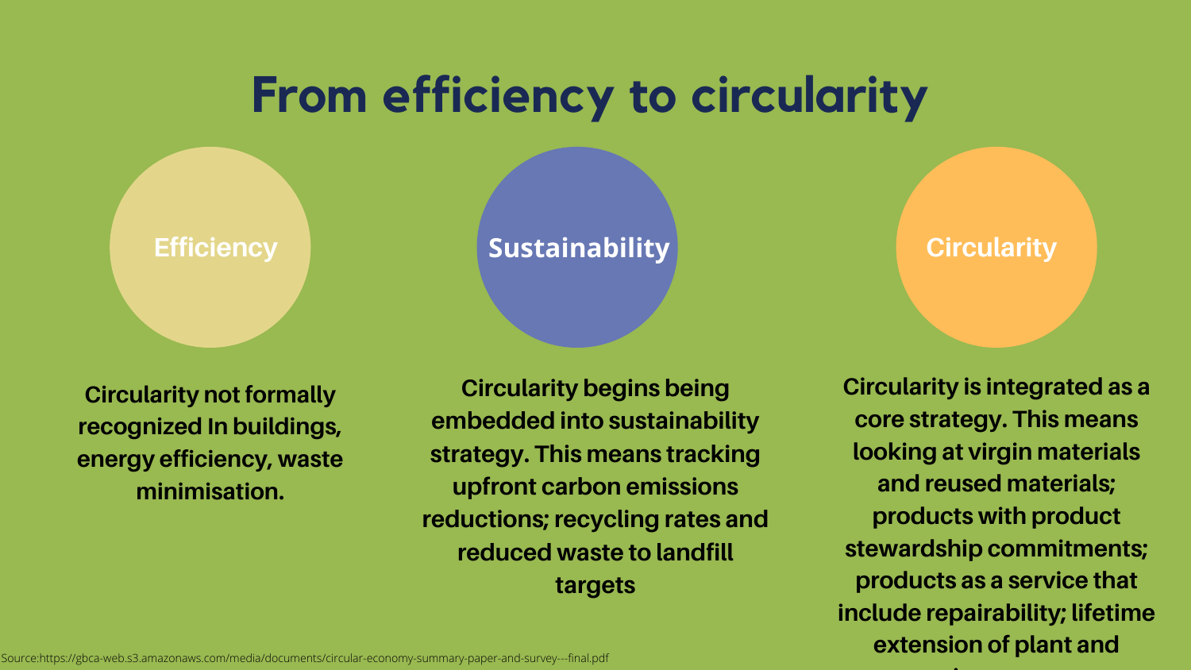# From efficiency to circularity

## Efficiency

Circularity not formally recognized In buildings, energy efficiency, waste minimisation.

## Sustainability

Circularity begins being embedded into sustainability strategy. This means tracking upfront carbon emissions reductions; recycling rates and reduced waste to landfill targets

## Circularity

Circularity is integrated as a core strategy. This means looking at virgin materials and reused materials; products with product stewardship commitments; products as a service that include repairability; lifetime extension of plant and

Source:https://gbca-web.s3.amazonaws.com/media/documents/circular-economy-summary-paper-and-survey---final.pdf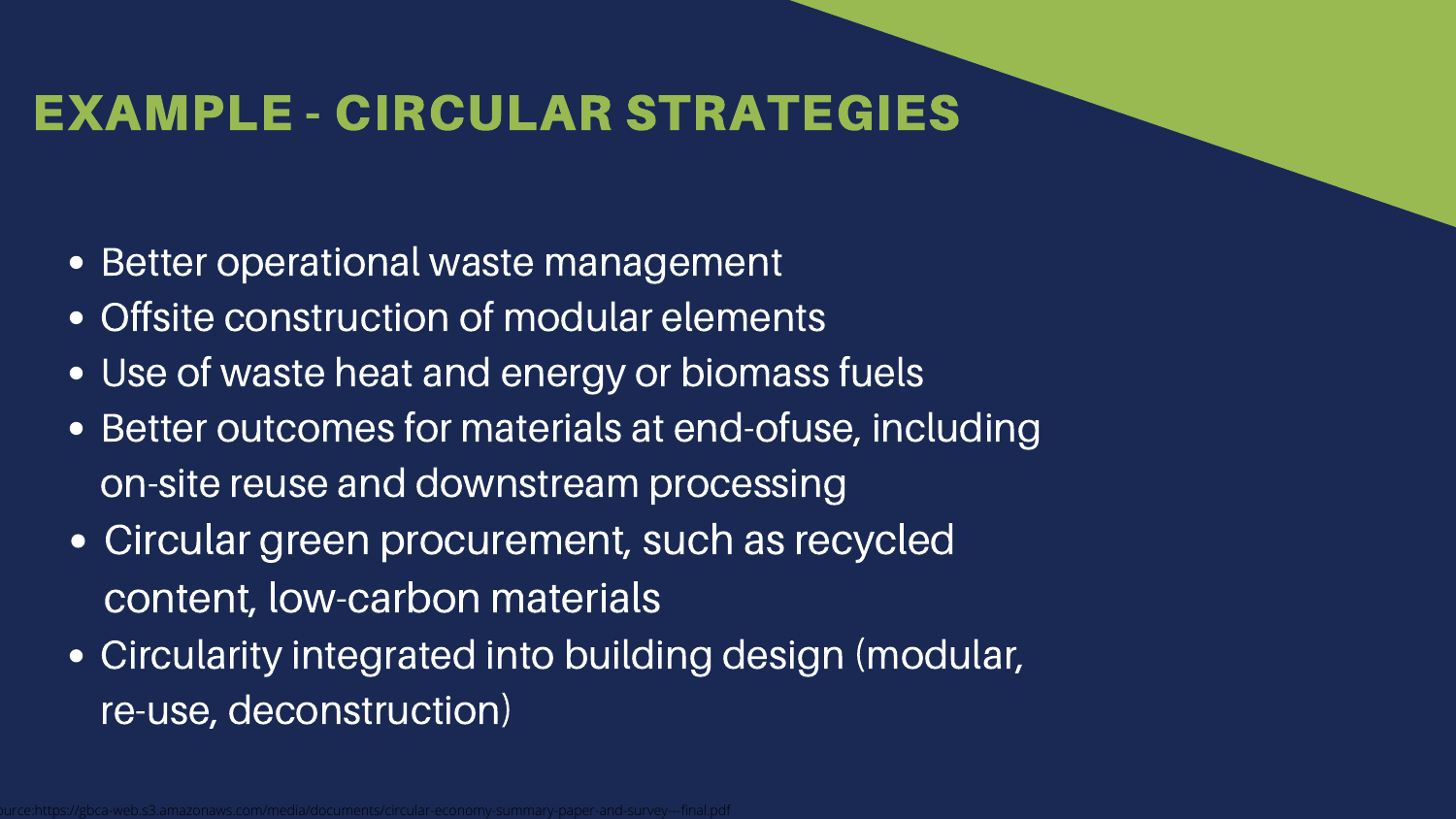# EXAMPLE - CIRCULAR STRATEGIES

- Better operational waste management
- Offsite construction of modular elements
- Use of waste heat and energy or biomass fuels
- Better outcomes for materials at end-ofuse, including on-site reuse and downstream processing
- Circular green procurement, such as recycled content, low-carbon materials
- Circularity integrated into building design (modular, re-use, deconstruction)

urce:https://gbca-web.s3.amazonaws.com/media/documents/circular-economy-summary-paper-and-survey---final.pdf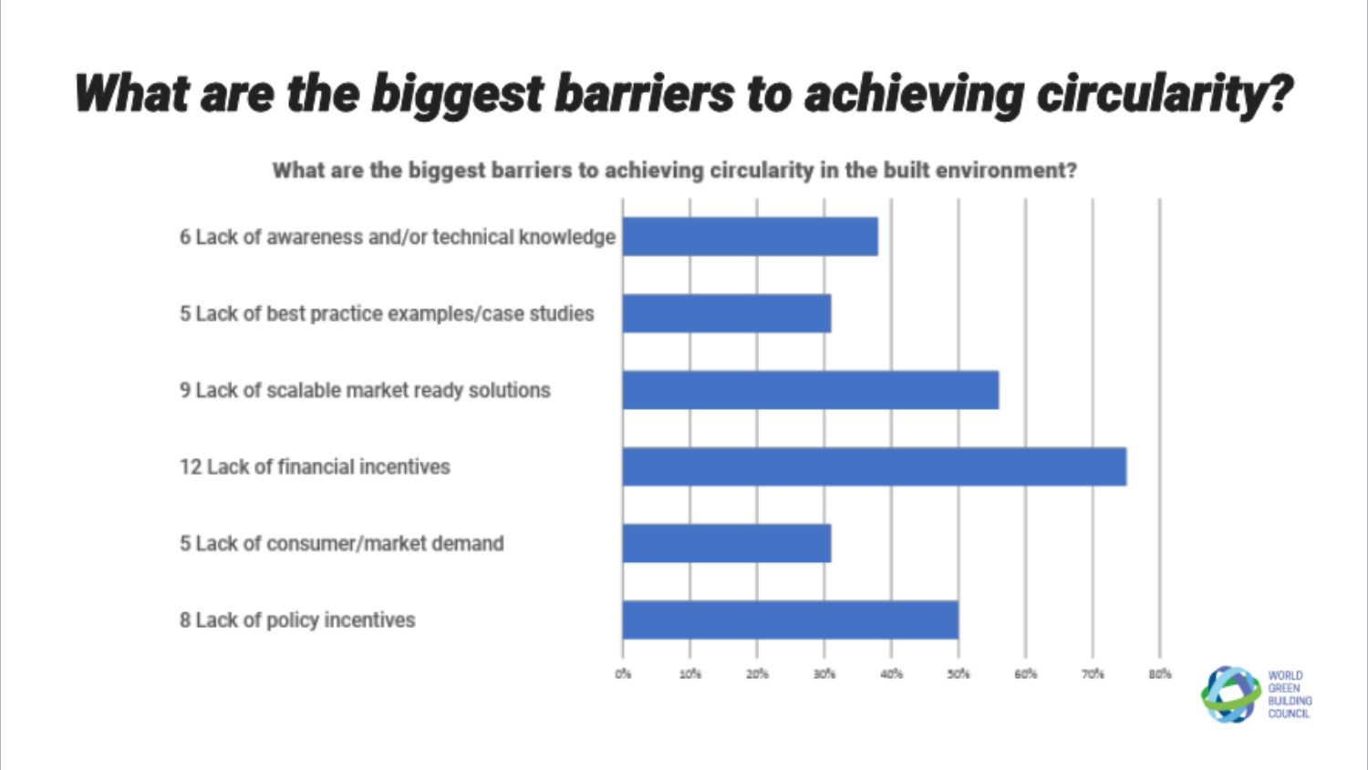# What are the biggest barriers to achieving circularity?

**What are the biggest barriers to achieving circularity in the built environment?**

| Barrier | Count |
|---|---|
| Lack of awareness and/or technical knowledge | 6 |
| Lack of best practice examples/case studies | 5 |
| Lack of scalable market ready solutions | 9 |
| Lack of financial incentives | 12 |
| Lack of consumer/market demand | 5 |
| Lack of policy incentives | 8 |

0% 10% 20% 30% 40% 50% 60% 70% 80%

WORLD GREEN BUILDING COUNCIL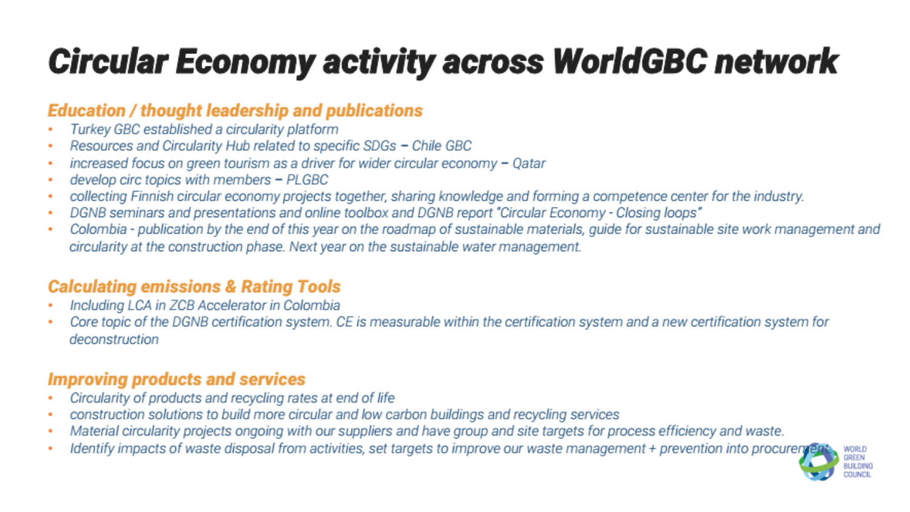# Circular Economy activity across WorldGBC network

## Education / thought leadership and publications

- *Turkey GBC established a circularity platform*
- *Resources and Circularity Hub related to specific SDGs – Chile GBC*
- *increased focus on green tourism as a driver for wider circular economy – Qatar*
- *develop circ topics with members – PLGBC*
- *collecting Finnish circular economy projects together, sharing knowledge and forming a competence center for the industry.*
- *DGNB seminars and presentations and online toolbox and DGNB report "Circular Economy - Closing loops"*
- *Colombia - publication by the end of this year on the roadmap of sustainable materials, guide for sustainable site work management and circularity at the construction phase. Next year on the sustainable water management.*

## Calculating emissions & Rating Tools

- *Including LCA in ZCB Accelerator in Colombia*
- *Core topic of the DGNB certification system. CE is measurable within the certification system and a new certification system for deconstruction*

## Improving products and services

- *Circularity of products and recycling rates at end of life*
- *construction solutions to build more circular and low carbon buildings and recycling services*
- *Material circularity projects ongoing with our suppliers and have group and site targets for process efficiency and waste.*
- *Identify impacts of waste disposal from activities, set targets to improve our waste management + prevention into procurement.*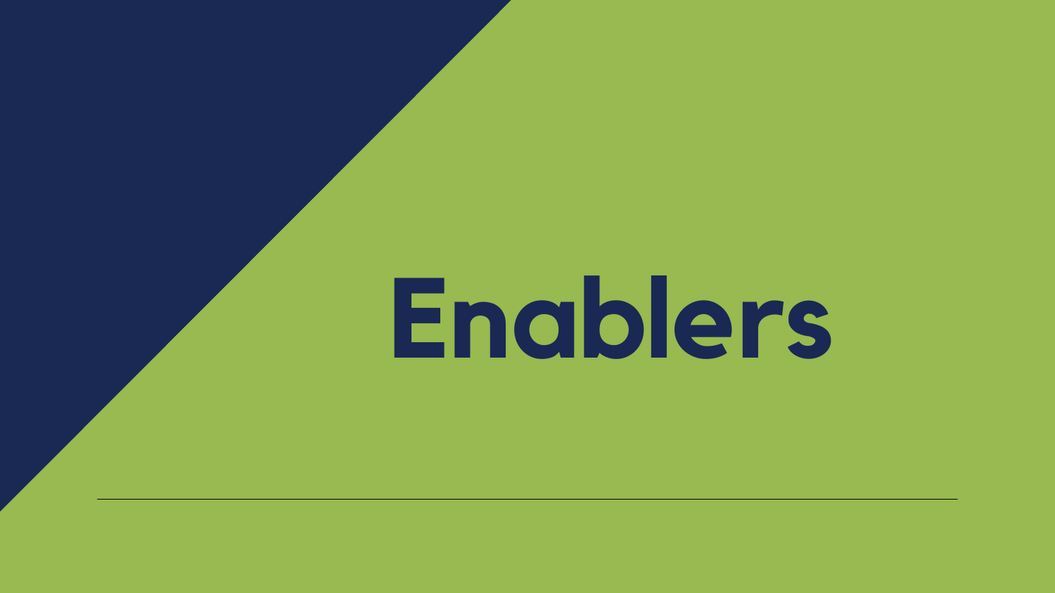# Enablers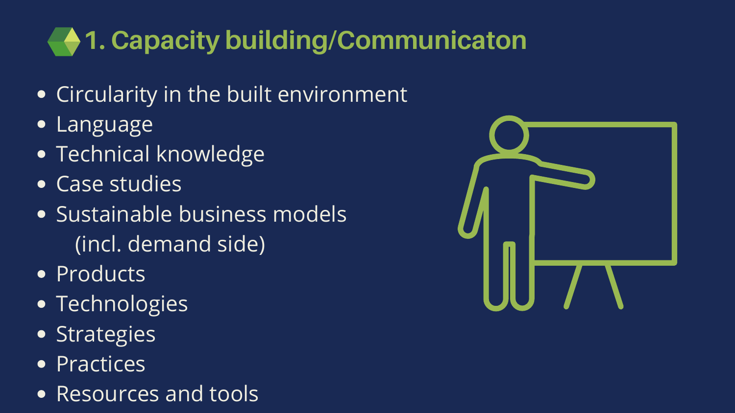# 1. Capacity building/Communicaton

- Circularity in the built environment
- Language
- Technical knowledge
- Case studies
- Sustainable business models (incl. demand side)
- Products
- Technologies
- Strategies
- Practices
- Resources and tools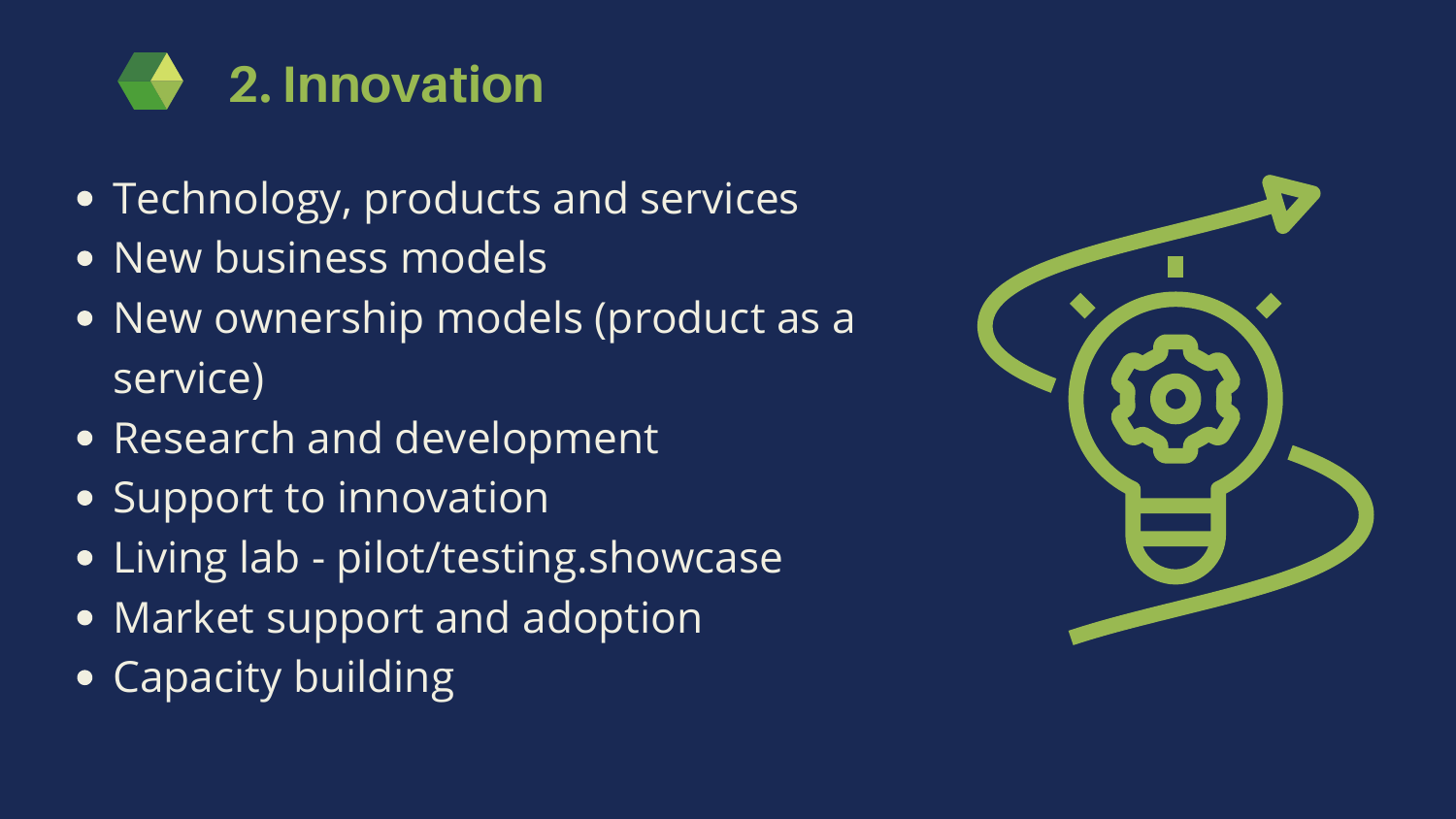## 2. Innovation

- Technology, products and services
- New business models
- New ownership models (product as a service)
- Research and development
- Support to innovation
- Living lab - pilot/testing.showcase
- Market support and adoption
- Capacity building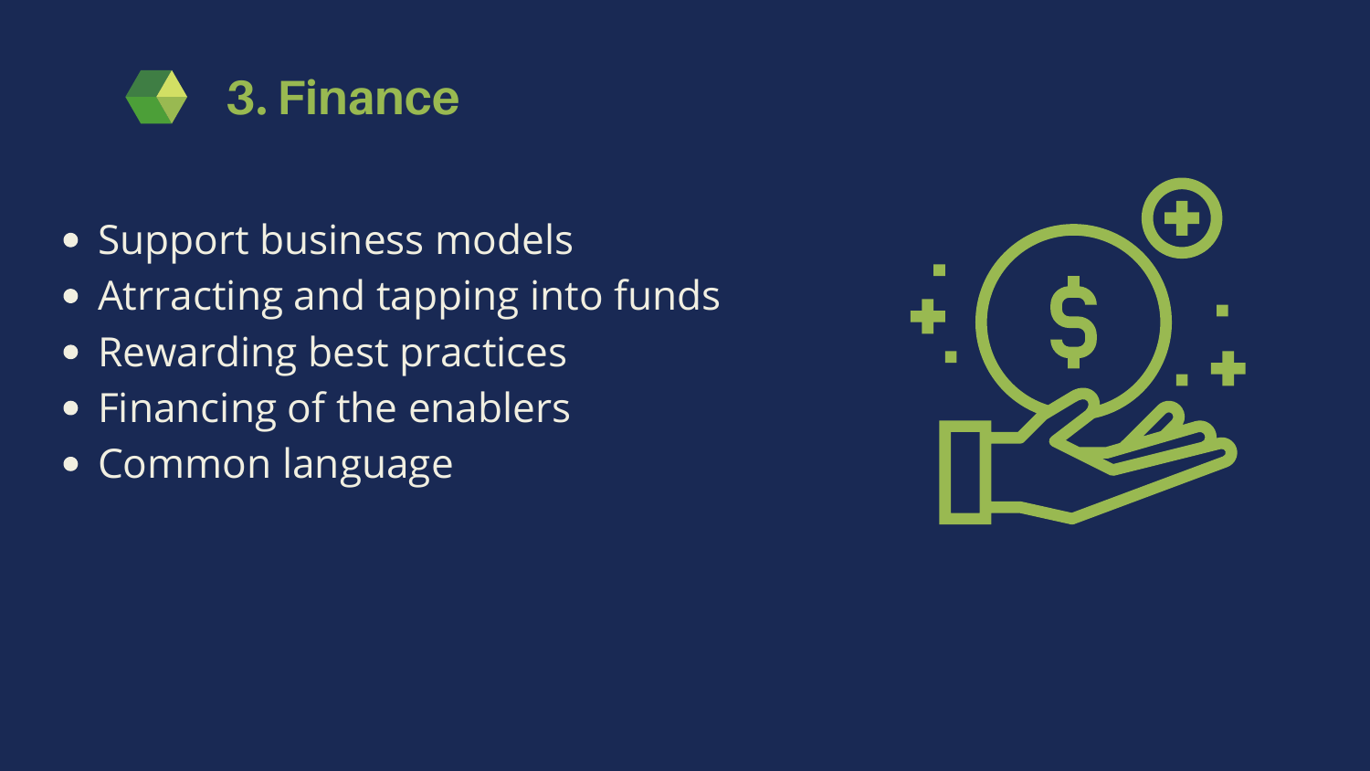## 3. Finance

- Support business models
- Atrracting and tapping into funds
- Rewarding best practices
- Financing of the enablers
- Common language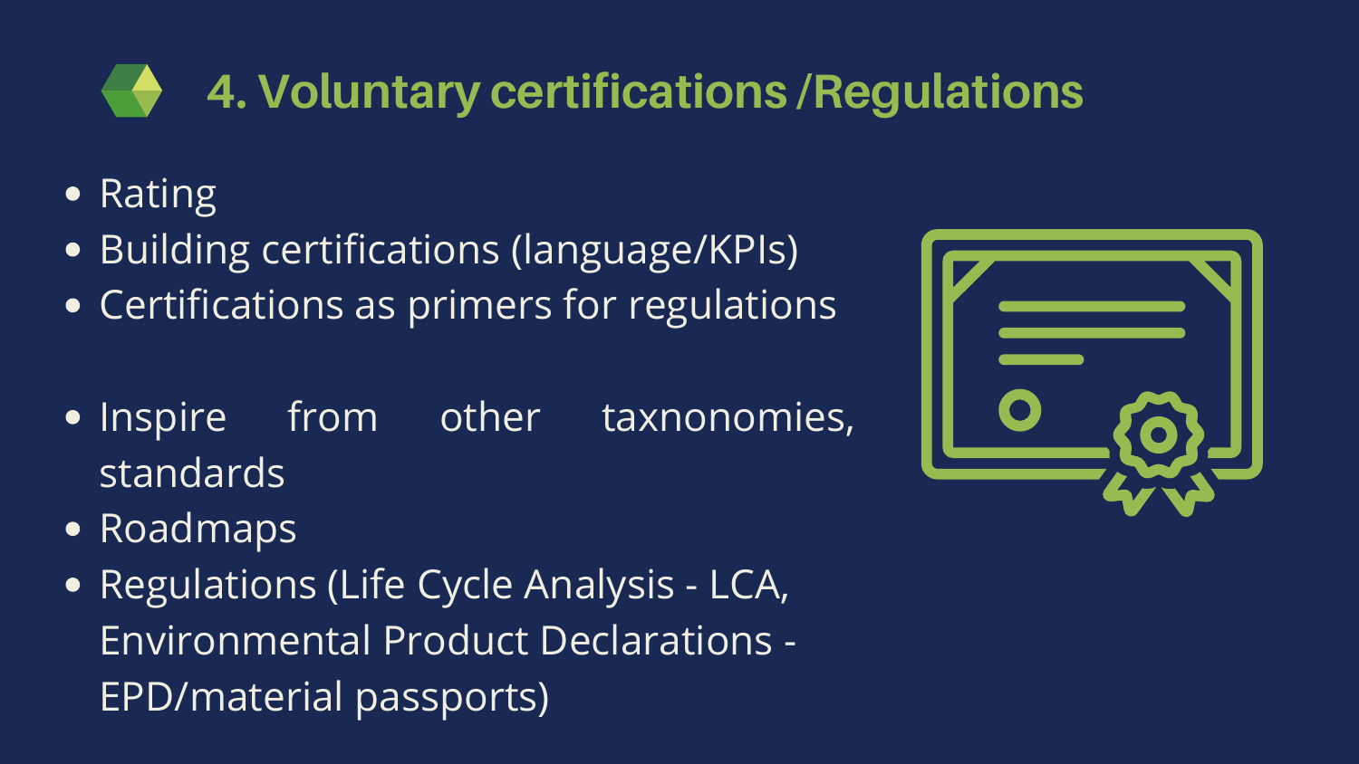# 4. Voluntary certifications /Regulations

- Rating
- Building certifications (language/KPIs)
- Certifications as primers for regulations

- Inspire from other taxnonomies, standards
- Roadmaps
- Regulations (Life Cycle Analysis - LCA, Environmental Product Declarations - EPD/material passports)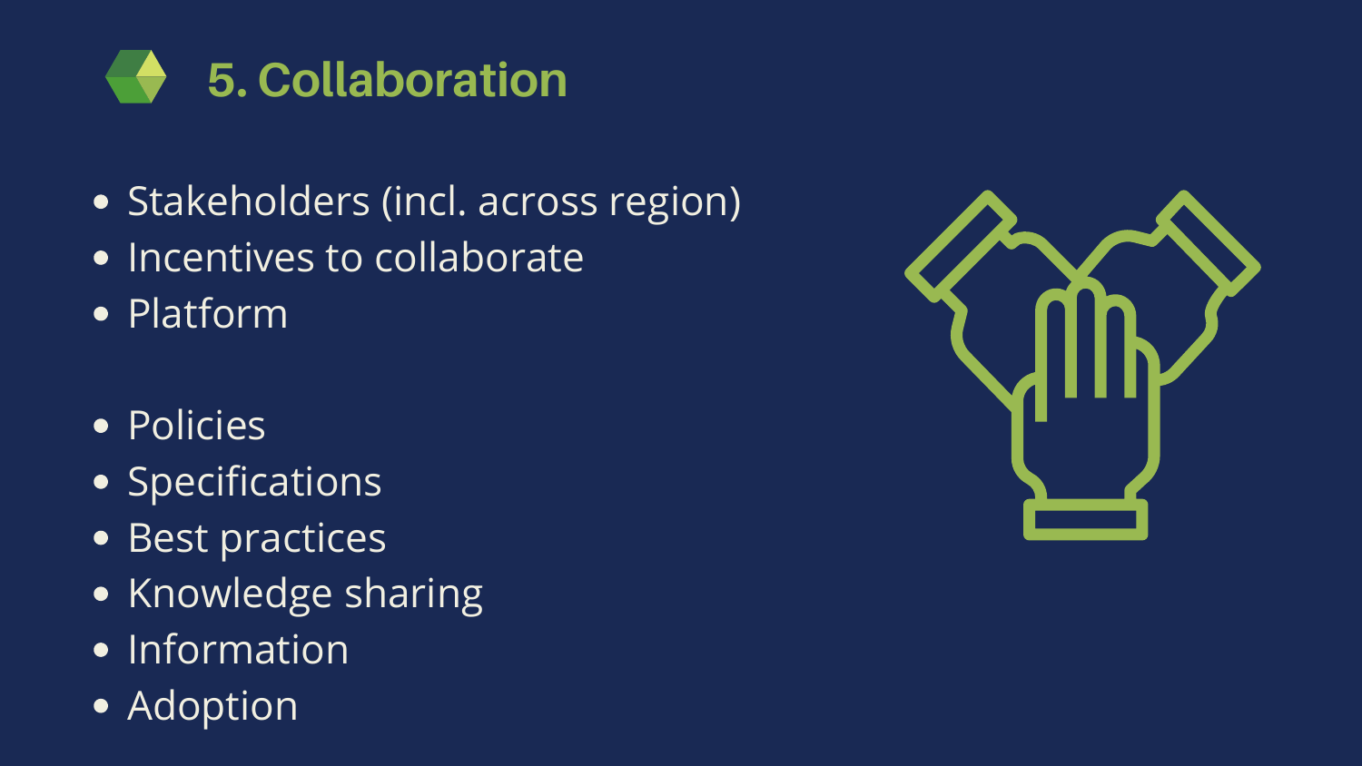## 5. Collaboration

- Stakeholders (incl. across region)
- Incentives to collaborate
- Platform

- Policies
- Specifications
- Best practices
- Knowledge sharing
- Information
- Adoption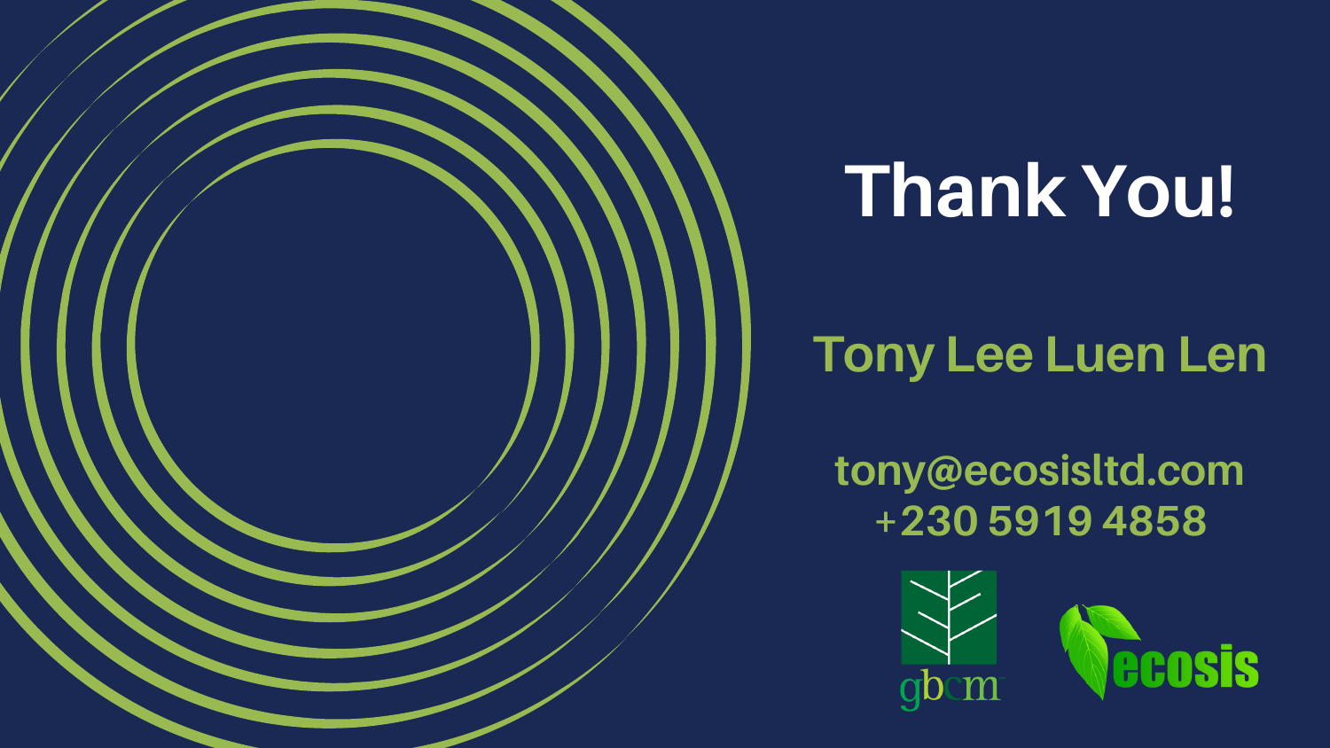# Thank You!

**Tony Lee Luen Len**

tony@ecosisltd.com
+230 5919 4858

gbcm

ecosis